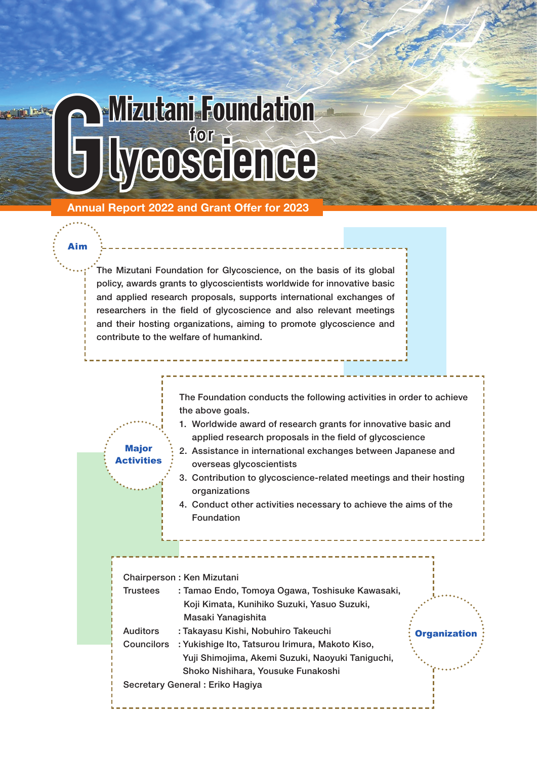# Mizutani Foundation for Glycoscience

**Annual Report 2022 and Grant Offer for 2023**

## Aim

The Mizutani Foundation for Glycoscience, on the basis of its global policy, awards grants to glycoscientists worldwide for innovative basic and applied research proposals, supports international exchanges of researchers in the field of glycoscience and also relevant meetings and their hosting organizations, aiming to promote glycoscience and contribute to the welfare of humankind.

## Major Activities

The Foundation conducts the following activities in order to achieve the above goals.

1. Worldwide award of research grants for innovative basic and applied research proposals in the field of glycoscience
2. Assistance in international exchanges between Japanese and overseas glycoscientists
3. Contribution to glycoscience-related meetings and their hosting organizations
4. Conduct other activities necessary to achieve the aims of the Foundation

## Organization

Chairperson : Ken Mizutani

Trustees : Tamao Endo, Tomoya Ogawa, Toshisuke Kawasaki, Koji Kimata, Kunihiko Suzuki, Yasuo Suzuki, Masaki Yanagishita

Auditors : Takayasu Kishi, Nobuhiro Takeuchi

Councilors : Yukishige Ito, Tatsurou Irimura, Makoto Kiso, Yuji Shimojima, Akemi Suzuki, Naoyuki Taniguchi, Shoko Nishihara, Yousuke Funakoshi

Secretary General : Eriko Hagiya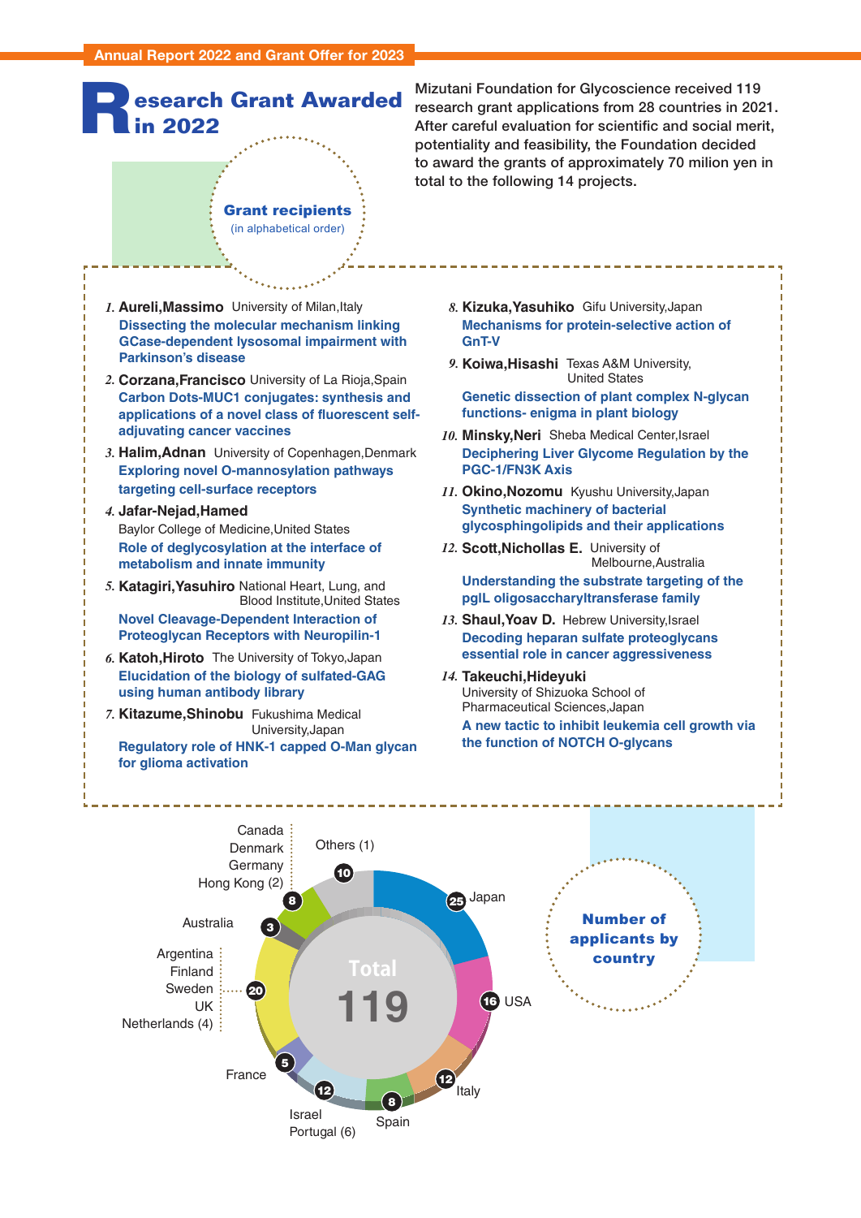Annual Report 2022 and Grant Offer for 2023

# Research Grant Awarded in 2022

Mizutani Foundation for Glycoscience received 119 research grant applications from 28 countries in 2021. After careful evaluation for scientific and social merit, potentiality and feasibility, the Foundation decided to award the grants of approximately 70 milion yen in total to the following 14 projects.

## Grant recipients

(in alphabetical order)

1. **Aureli,Massimo** University of Milan,Italy
   **Dissecting the molecular mechanism linking GCase-dependent lysosomal impairment with Parkinson's disease**
2. **Corzana,Francisco** University of La Rioja,Spain
   **Carbon Dots-MUC1 conjugates: synthesis and applications of a novel class of fluorescent self-adjuvating cancer vaccines**
3. **Halim,Adnan** University of Copenhagen,Denmark
   **Exploring novel O-mannosylation pathways targeting cell-surface receptors**
4. **Jafar-Nejad,Hamed**
   Baylor College of Medicine,United States
   **Role of deglycosylation at the interface of metabolism and innate immunity**
5. **Katagiri,Yasuhiro** National Heart, Lung, and Blood Institute,United States
   **Novel Cleavage-Dependent Interaction of Proteoglycan Receptors with Neuropilin-1**
6. **Katoh,Hiroto** The University of Tokyo,Japan
   **Elucidation of the biology of sulfated-GAG using human antibody library**
7. **Kitazume,Shinobu** Fukushima Medical University,Japan
   **Regulatory role of HNK-1 capped O-Man glycan for glioma activation**
8. **Kizuka,Yasuhiko** Gifu University,Japan
   **Mechanisms for protein-selective action of GnT-V**
9. **Koiwa,Hisashi** Texas A&M University, United States
   **Genetic dissection of plant complex N-glycan functions- enigma in plant biology**
10. **Minsky,Neri** Sheba Medical Center,Israel
    **Deciphering Liver Glycome Regulation by the PGC-1/FN3K Axis**
11. **Okino,Nozomu** Kyushu University,Japan
    **Synthetic machinery of bacterial glycosphingolipids and their applications**
12. **Scott,Nichollas E.** University of Melbourne,Australia
    **Understanding the substrate targeting of the pglL oligosaccharyltransferase family**
13. **Shaul,Yoav D.** Hebrew University,Israel
    **Decoding heparan sulfate proteoglycans essential role in cancer aggressiveness**
14. **Takeuchi,Hideyuki**
    University of Shizuoka School of Pharmaceutical Sciences,Japan
    **A new tactic to inhibit leukemia cell growth via the function of NOTCH O-glycans**

## Number of applicants by country

Total 119

| Country | Number |
|---|---|
| Japan | 25 |
| USA | 16 |
| Italy | 12 |
| Spain | 8 |
| Israel, Portugal (6) | 12 |
| France | 5 |
| Argentina, Finland, Sweden, UK, Netherlands (4) | 20 |
| Australia | 3 |
| Canada, Denmark, Germany, Hong Kong (2) | 8 |
| Others (1) | 10 |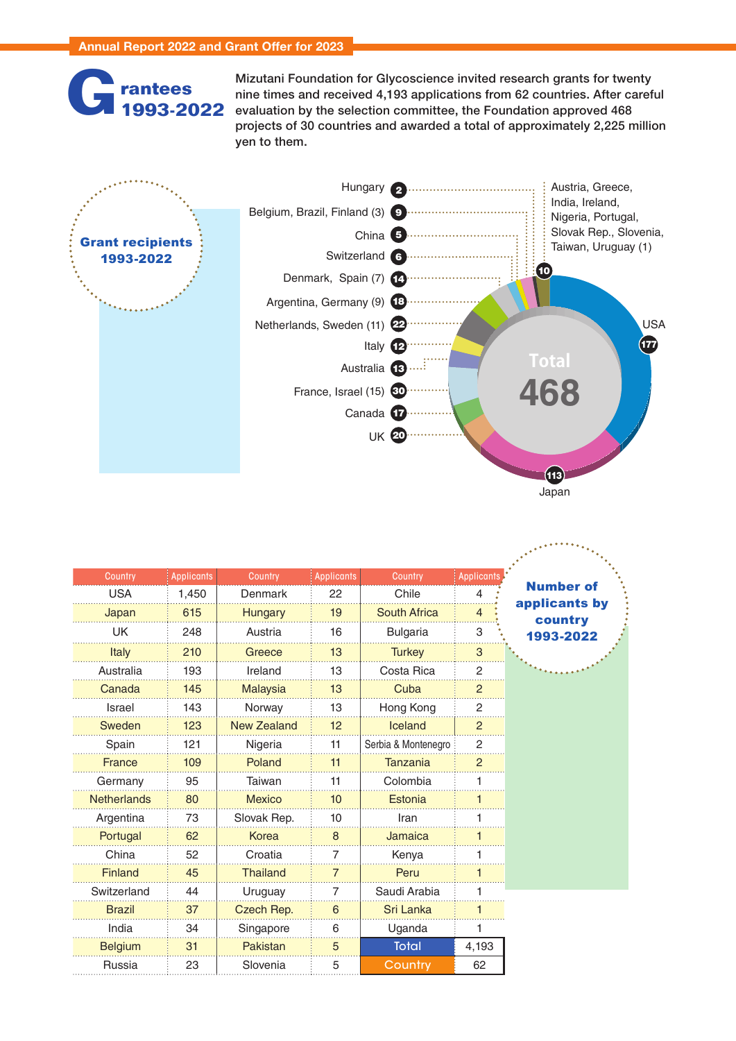Annual Report 2022 and Grant Offer for 2023

# Grantees 1993-2022

Mizutani Foundation for Glycoscience invited research grants for twenty nine times and received 4,193 applications from 62 countries. After careful evaluation by the selection committee, the Foundation approved 468 projects of 30 countries and awarded a total of approximately 2,225 million yen to them.

## Grant recipients 1993-2022

Hungary 2
Belgium, Brazil, Finland (3) 9
China 5
Switzerland 6
Denmark, Spain (7) 14
Argentina, Germany (9) 18
Netherlands, Sweden (11) 22
Italy 12
Australia 13
France, Israel (15) 30
Canada 17
UK 20
Austria, Greece, India, Ireland, Nigeria, Portugal, Slovak Rep., Slovenia, Taiwan, Uruguay (1) 10
USA 177
Japan 113

Total 468

## Number of applicants by country 1993-2022

| Country | Applicants | Country | Applicants | Country | Applicants |
|---|---|---|---|---|---|
| USA | 1,450 | Denmark | 22 | Chile | 4 |
| Japan | 615 | Hungary | 19 | South Africa | 4 |
| UK | 248 | Austria | 16 | Bulgaria | 3 |
| Italy | 210 | Greece | 13 | Turkey | 3 |
| Australia | 193 | Ireland | 13 | Costa Rica | 2 |
| Canada | 145 | Malaysia | 13 | Cuba | 2 |
| Israel | 143 | Norway | 13 | Hong Kong | 2 |
| Sweden | 123 | New Zealand | 12 | Iceland | 2 |
| Spain | 121 | Nigeria | 11 | Serbia & Montenegro | 2 |
| France | 109 | Poland | 11 | Tanzania | 2 |
| Germany | 95 | Taiwan | 11 | Colombia | 1 |
| Netherlands | 80 | Mexico | 10 | Estonia | 1 |
| Argentina | 73 | Slovak Rep. | 10 | Iran | 1 |
| Portugal | 62 | Korea | 8 | Jamaica | 1 |
| China | 52 | Croatia | 7 | Kenya | 1 |
| Finland | 45 | Thailand | 7 | Peru | 1 |
| Switzerland | 44 | Uruguay | 7 | Saudi Arabia | 1 |
| Brazil | 37 | Czech Rep. | 6 | Sri Lanka | 1 |
| India | 34 | Singapore | 6 | Uganda | 1 |
| Belgium | 31 | Pakistan | 5 | Total | 4,193 |
| Russia | 23 | Slovenia | 5 | Country | 62 |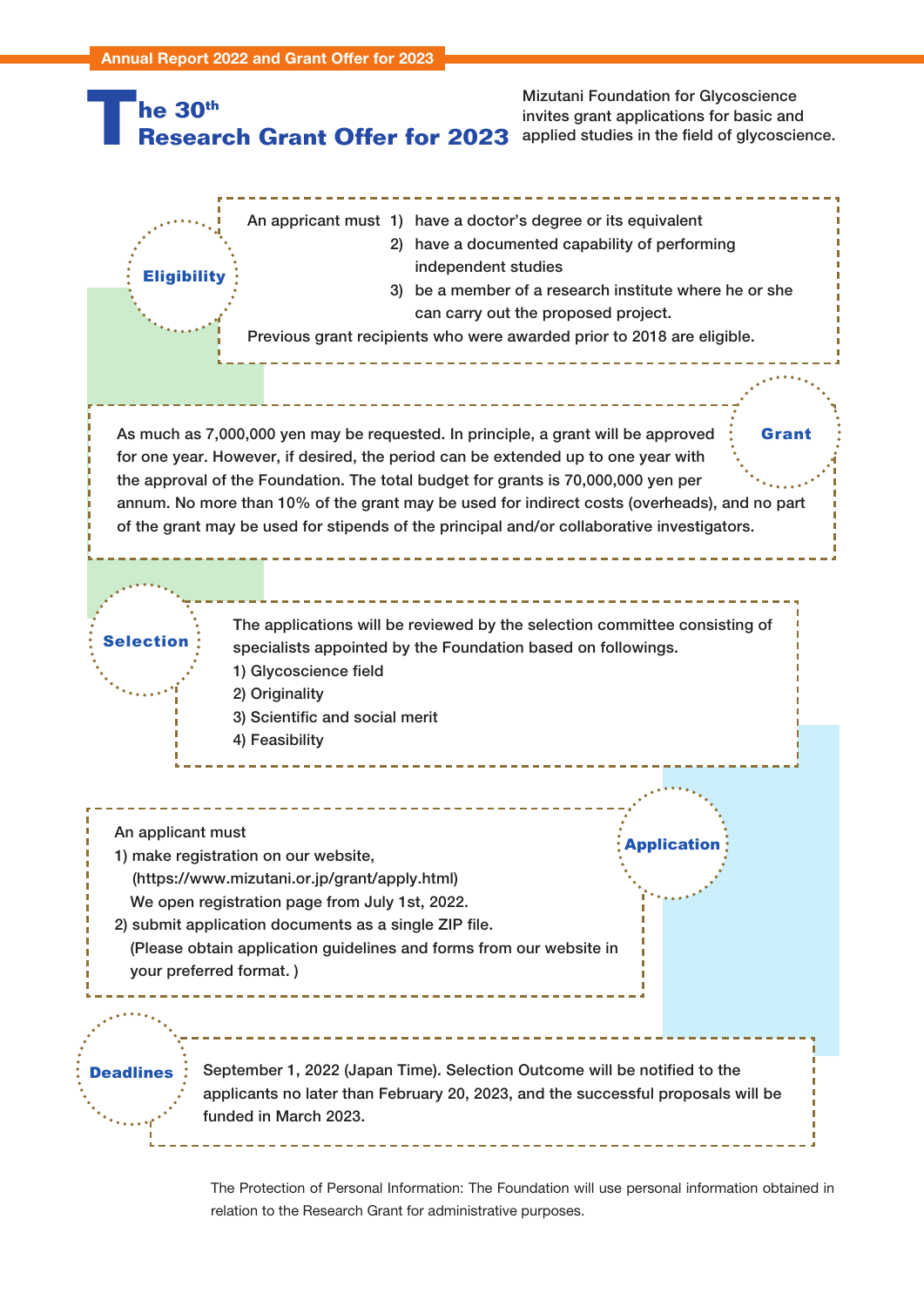# The 30th Research Grant Offer for 2023

Mizutani Foundation for Glycoscience invites grant applications for basic and applied studies in the field of glycoscience.

## Eligibility

An appricant must
1) have a doctor's degree or its equivalent
2) have a documented capability of performing independent studies
3) be a member of a research institute where he or she can carry out the proposed project.

Previous grant recipients who were awarded prior to 2018 are eligible.

## Grant

As much as 7,000,000 yen may be requested. In principle, a grant will be approved for one year. However, if desired, the period can be extended up to one year with the approval of the Foundation. The total budget for grants is 70,000,000 yen per annum. No more than 10% of the grant may be used for indirect costs (overheads), and no part of the grant may be used for stipends of the principal and/or collaborative investigators.

## Selection

The applications will be reviewed by the selection committee consisting of specialists appointed by the Foundation based on followings.

1) Glycoscience field
2) Originality
3) Scientific and social merit
4) Feasibility

## Application

An applicant must

1) make registration on our website, (https://www.mizutani.or.jp/grant/apply.html)
   We open registration page from July 1st, 2022.
2) submit application documents as a single ZIP file.
   (Please obtain application guidelines and forms from our website in your preferred format. )

## Deadlines

September 1, 2022 (Japan Time). Selection Outcome will be notified to the applicants no later than February 20, 2023, and the successful proposals will be funded in March 2023.

The Protection of Personal Information: The Foundation will use personal information obtained in relation to the Research Grant for administrative purposes.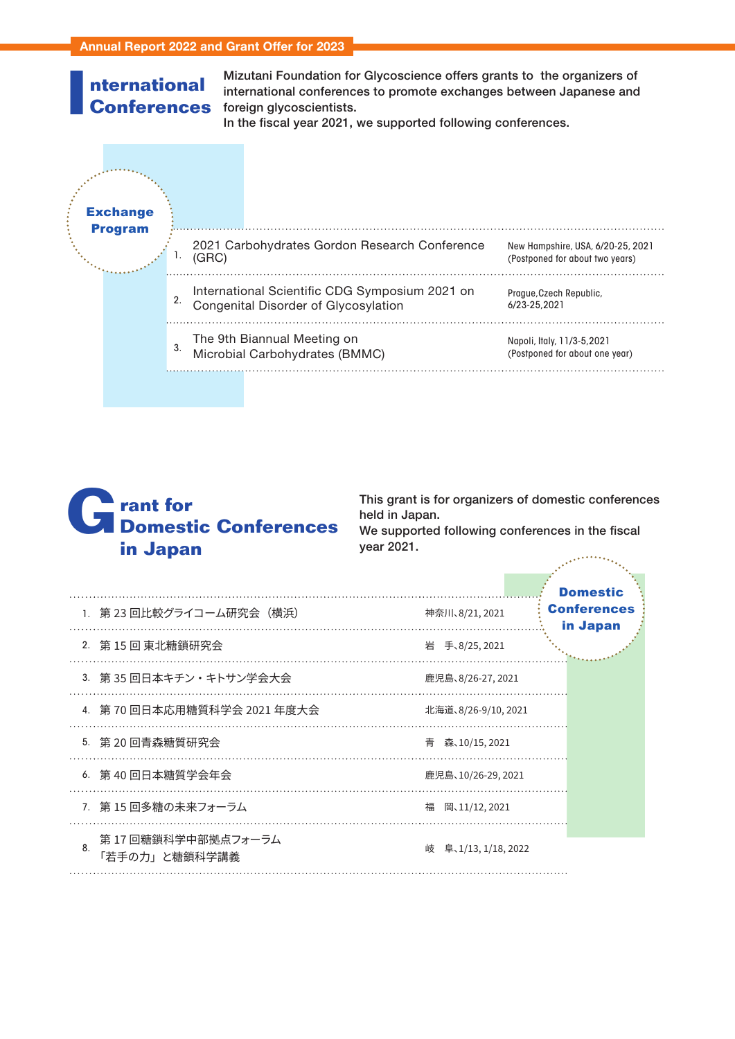# International Conferences

Mizutani Foundation for Glycoscience offers grants to the organizers of international conferences to promote exchanges between Japanese and foreign glycoscientists.
In the fiscal year 2021, we supported following conferences.

**Exchange Program**

| | Conference | Place / Date |
|---|---|---|
| 1. | 2021 Carbohydrates Gordon Research Conference (GRC) | New Hampshire, USA, 6/20-25, 2021 (Postponed for about two years) |
| 2. | International Scientific CDG Symposium 2021 on Congenital Disorder of Glycosylation | Prague,Czech Republic, 6/23-25,2021 |
| 3. | The 9th Biannual Meeting on Microbial Carbohydrates (BMMC) | Napoli, Italy, 11/3-5,2021 (Postponed for about one year) |

# Grant for Domestic Conferences in Japan

This grant is for organizers of domestic conferences held in Japan.
We supported following conferences in the fiscal year 2021.

**Domestic Conferences in Japan**

| | Conference | Place / Date |
|---|---|---|
| 1. | 第 23 回比較グライコーム研究会（横浜） | 神奈川、8/21, 2021 |
| 2. | 第 15 回 東北糖鎖研究会 | 岩　手、8/25, 2021 |
| 3. | 第 35 回日本キチン・キトサン学会大会 | 鹿児島、8/26-27, 2021 |
| 4. | 第 70 回日本応用糖質科学会 2021 年度大会 | 北海道、8/26-9/10, 2021 |
| 5. | 第 20 回青森糖質研究会 | 青　森、10/15, 2021 |
| 6. | 第 40 回日本糖質学会年会 | 鹿児島、10/26-29, 2021 |
| 7. | 第 15 回多糖の未来フォーラム | 福　岡、11/12, 2021 |
| 8. | 第 17 回糖鎖科学中部拠点フォーラム「若手の力」と糖鎖科学講義 | 岐　阜、1/13, 1/18, 2022 |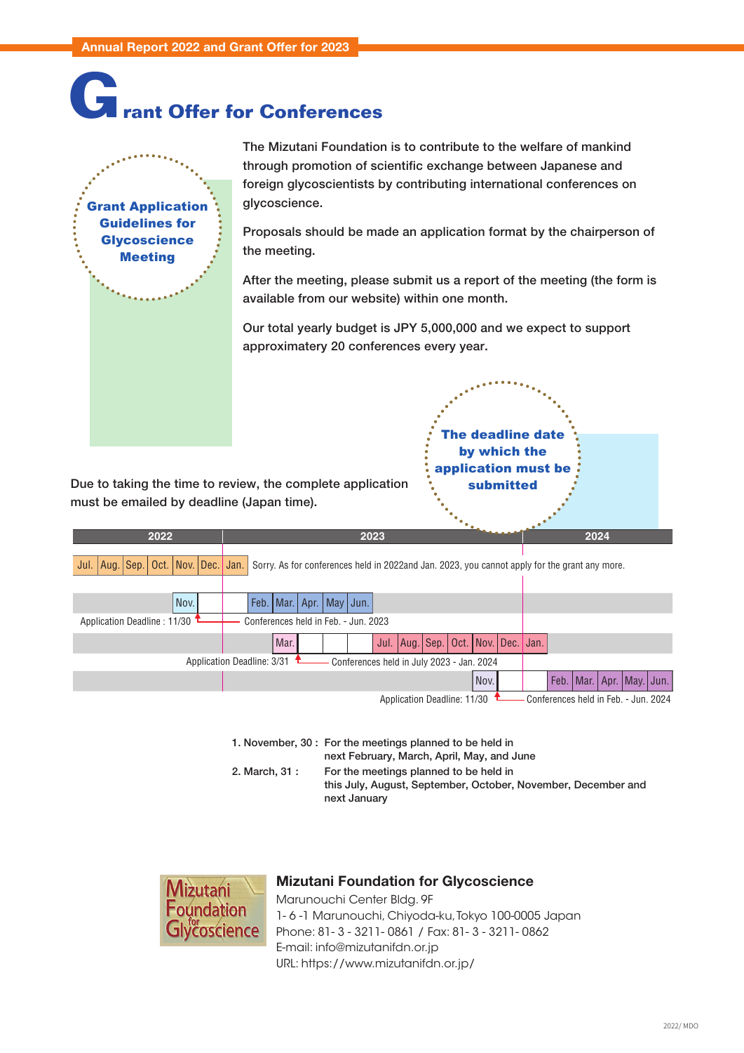# Grant Offer for Conferences

## Grant Application Guidelines for Glycoscience Meeting

The Mizutani Foundation is to contribute to the welfare of mankind through promotion of scientific exchange between Japanese and foreign glycoscientists by contributing international conferences on glycoscience.

Proposals should be made an application format by the chairperson of the meeting.

After the meeting, please submit us a report of the meeting (the form is available from our website) within one month.

Our total yearly budget is JPY 5,000,000 and we expect to support approximatery 20 conferences every year.

## The deadline date by which the application must be submitted

Due to taking the time to review, the complete application must be emailed by deadline (Japan time).

2022

2023

2024

Jul. Aug. Sep. Oct. Nov. Dec. Jan. Sorry. As for conferences held in 2022and Jan. 2023, you cannot apply for the grant any more.

Nov. Feb. Mar. Apr. May Jun.

Application Deadline : 11/30 — Conferences held in Feb. - Jun. 2023

Mar. Jul. Aug. Sep. Oct. Nov. Dec. Jan.

Application Deadline: 3/31 — Conferences held in July 2023 - Jan. 2024

Nov. Feb. Mar. Apr. May. Jun.

Application Deadline: 11/30 — Conferences held in Feb. - Jun. 2024

1. November, 30 : For the meetings planned to be held in next February, March, April, May, and June
2. March, 31 : For the meetings planned to be held in this July, August, September, October, November, December and next January

**Mizutani Foundation for Glycoscience**
Marunouchi Center Bldg. 9F
1-6-1 Marunouchi, Chiyoda-ku, Tokyo 100-0005 Japan
Phone: 81-3-3211-0861 / Fax: 81-3-3211-0862
E-mail: info@mizutanifdn.or.jp
URL: https://www.mizutanifdn.or.jp/